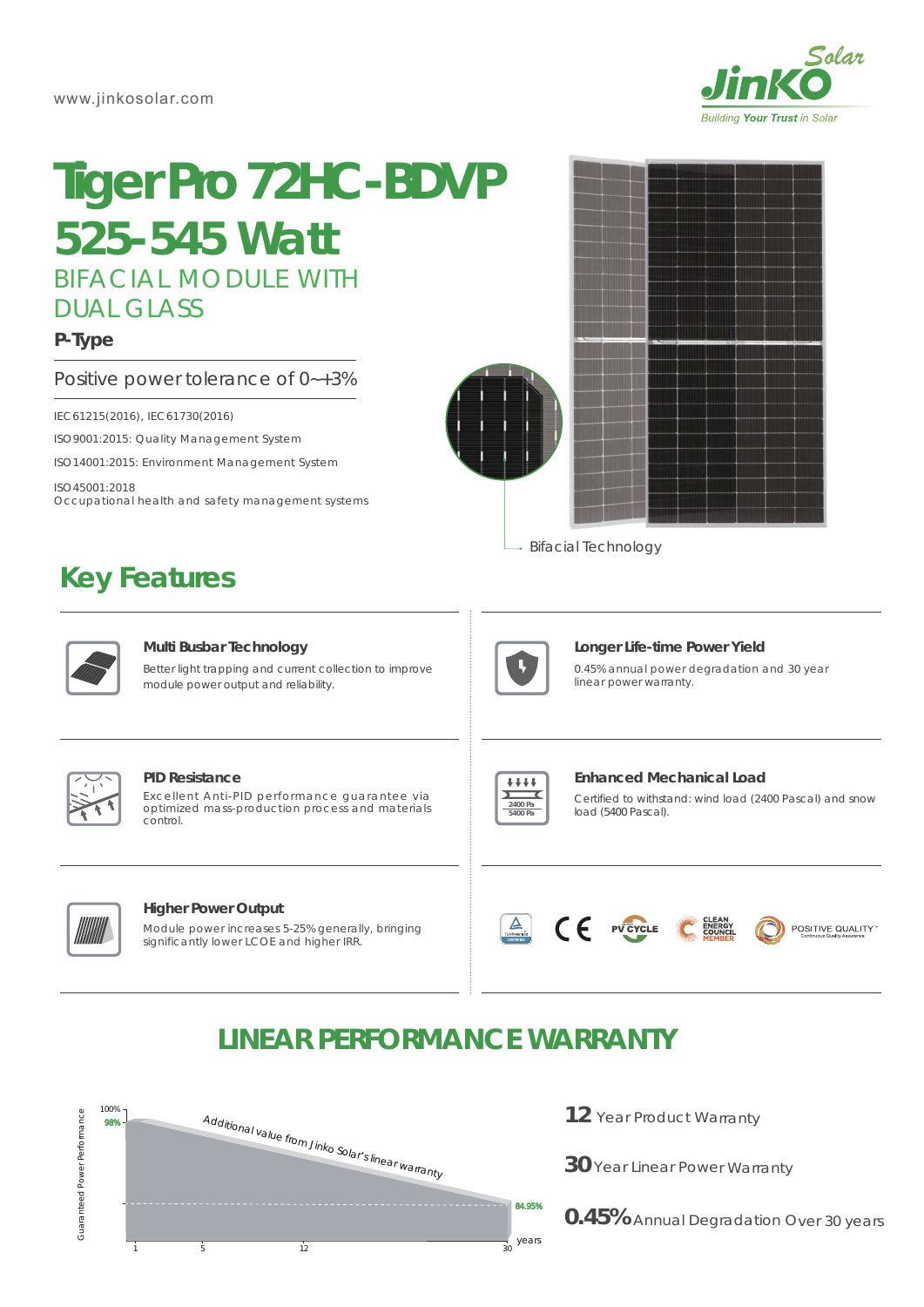www.jinkosolar.com

# Tiger Pro 72HC-BDVP 525-545 Watt

## BIFACIAL MODULE WITH DUAL GLASS

**P-Type**

Positive power tolerance of 0~+3%

IEC61215(2016), IEC61730(2016)

ISO9001:2015: Quality Management System

ISO14001:2015: Environment Management System

ISO45001:2018
Occupational health and safety management systems

Bifacial Technology

## Key Features

### Multi Busbar Technology

Better light trapping and current collection to improve module power output and reliability.

### Longer Life-time Power Yield

0.45% annual power degradation and 30 year linear power warranty.

### PID Resistance

Excellent Anti-PID performance guarantee via optimized mass-production process and materials control.

### Enhanced Mechanical Load

Certified to withstand: wind load (2400 Pascal) and snow load (5400 Pascal).

### Higher Power Output

Module power increases 5-25% generally, bringing significantly lower LCOE and higher IRR.

## LINEAR PERFORMANCE WARRANTY

Guaranteed Power Performance: 100%, 98%, 84.95%

Additional value from Jinko Solar's linear warranty

years: 1, 5, 12, 30

**12** Year Product Warranty

**30** Year Linear Power Warranty

**0.45%** Annual Degradation Over 30 years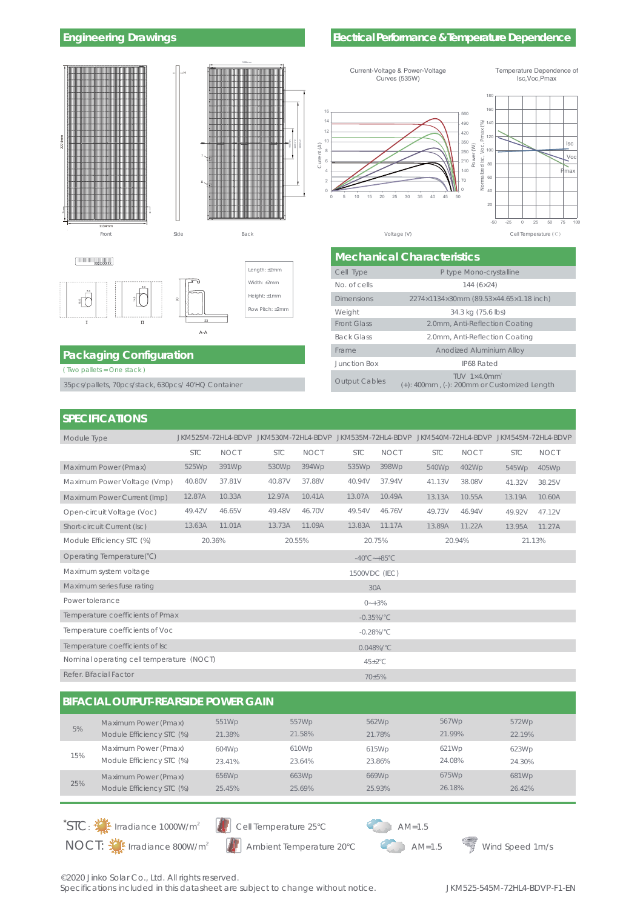## Engineering Drawings

2274mm

1134mm

Front

Side

Back

I

II

A-A

Length: ±2mm

Width: ±2mm

Height: ±1mm

Row Pitch: ±2mm

## Electrical Performance & Temperature Dependence

Current-Voltage & Power-Voltage Curves (535W)

Current (A)

Power (W)

Voltage (V)

0 2 4 6 8 10 12 14 16

0 5 10 15 20 25 30 35 40 45 50

0 70 140 210 280 350 420 490 560

Temperature Dependence of Isc,Voc,Pmax

Normalized Isc, Voc, Pmax (%)

Cell Temperature (℃)

20 40 60 80 100 120 140 160 180

-50 -25 0 25 50 75 100

Isc

Voc

Pmax

## Packaging Configuration

( Two pallets = One stack )

35pcs/pallets, 70pcs/stack, 630pcs/ 40'HQ Container

## Mechanical Characteristics

| | |
|---|---|
| Cell Type | P type Mono-crystalline |
| No. of cells | 144 (6×24) |
| Dimensions | 2274×1134×30mm (89.53×44.65×1.18 inch) |
| Weight | 34.3 kg (75.6 lbs) |
| Front Glass | 2.0mm, Anti-Reflection Coating |
| Back Glass | 2.0mm, Anti-Reflection Coating |
| Frame | Anodized Aluminium Alloy |
| Junction Box | IP68 Rated |
| Output Cables | TUV 1×4.0mm$^2$ (+): 400mm , (-): 200mm or Customized Length |

## SPECIFICATIONS

| Module Type | JKM525M-72HL4-BDVP | | JKM530M-72HL4-BDVP | | JKM535M-72HL4-BDVP | | JKM540M-72HL4-BDVP | | JKM545M-72HL4-BDVP | |
|---|---|---|---|---|---|---|---|---|---|---|
| | STC | NOCT | STC | NOCT | STC | NOCT | STC | NOCT | STC | NOCT |
| Maximum Power (Pmax) | 525Wp | 391Wp | 530Wp | 394Wp | 535Wp | 398Wp | 540Wp | 402Wp | 545Wp | 405Wp |
| Maximum Power Voltage (Vmp) | 40.80V | 37.81V | 40.87V | 37.88V | 40.94V | 37.94V | 41.13V | 38.08V | 41.32V | 38.25V |
| Maximum Power Current (Imp) | 12.87A | 10.33A | 12.97A | 10.41A | 13.07A | 10.49A | 13.13A | 10.55A | 13.19A | 10.60A |
| Open-circuit Voltage (Voc) | 49.42V | 46.65V | 49.48V | 46.70V | 49.54V | 46.76V | 49.73V | 46.94V | 49.92V | 47.12V |
| Short-circuit Current (Isc) | 13.63A | 11.01A | 13.73A | 11.09A | 13.83A | 11.17A | 13.89A | 11.22A | 13.95A | 11.27A |
| Module Efficiency STC (%) | 20.36% | | 20.55% | | 20.75% | | 20.94% | | 21.13% | |
| Operating Temperature(℃) | -40℃~+85℃ | | | | | | | | | |
| Maximum system voltage | 1500VDC (IEC) | | | | | | | | | |
| Maximum series fuse rating | 30A | | | | | | | | | |
| Power tolerance | 0~+3% | | | | | | | | | |
| Temperature coefficients of Pmax | -0.35%/℃ | | | | | | | | | |
| Temperature coefficients of Voc | -0.28%/℃ | | | | | | | | | |
| Temperature coefficients of Isc | 0.048%/℃ | | | | | | | | | |
| Nominal operating cell temperature (NOCT) | 45±2℃ | | | | | | | | | |
| Refer. Bifacial Factor | 70±5% | | | | | | | | | |

## BIFACIAL OUTPUT-REARSIDE POWER GAIN

| | | | | | | |
|---|---|---|---|---|---|---|
| 5% | Maximum Power (Pmax) | 551Wp | 557Wp | 562Wp | 567Wp | 572Wp |
| | Module Efficiency STC (%) | 21.38% | 21.58% | 21.78% | 21.99% | 22.19% |
| 15% | Maximum Power (Pmax) | 604Wp | 610Wp | 615Wp | 621Wp | 623Wp |
| | Module Efficiency STC (%) | 23.41% | 23.64% | 23.86% | 24.08% | 24.30% |
| 25% | Maximum Power (Pmax) | 656Wp | 663Wp | 669Wp | 675Wp | 681Wp |
| | Module Efficiency STC (%) | 25.45% | 25.69% | 25.93% | 26.18% | 26.42% |

*STC: Irradiance 1000W/m$^2$ Cell Temperature 25°C AM=1.5

NOCT: Irradiance 800W/m$^2$ Ambient Temperature 20°C AM=1.5 Wind Speed 1m/s

©2020 Jinko Solar Co., Ltd. All rights reserved.
Specifications included in this datasheet are subject to change without notice.

JKM525-545M-72HL4-BDVP-F1-EN